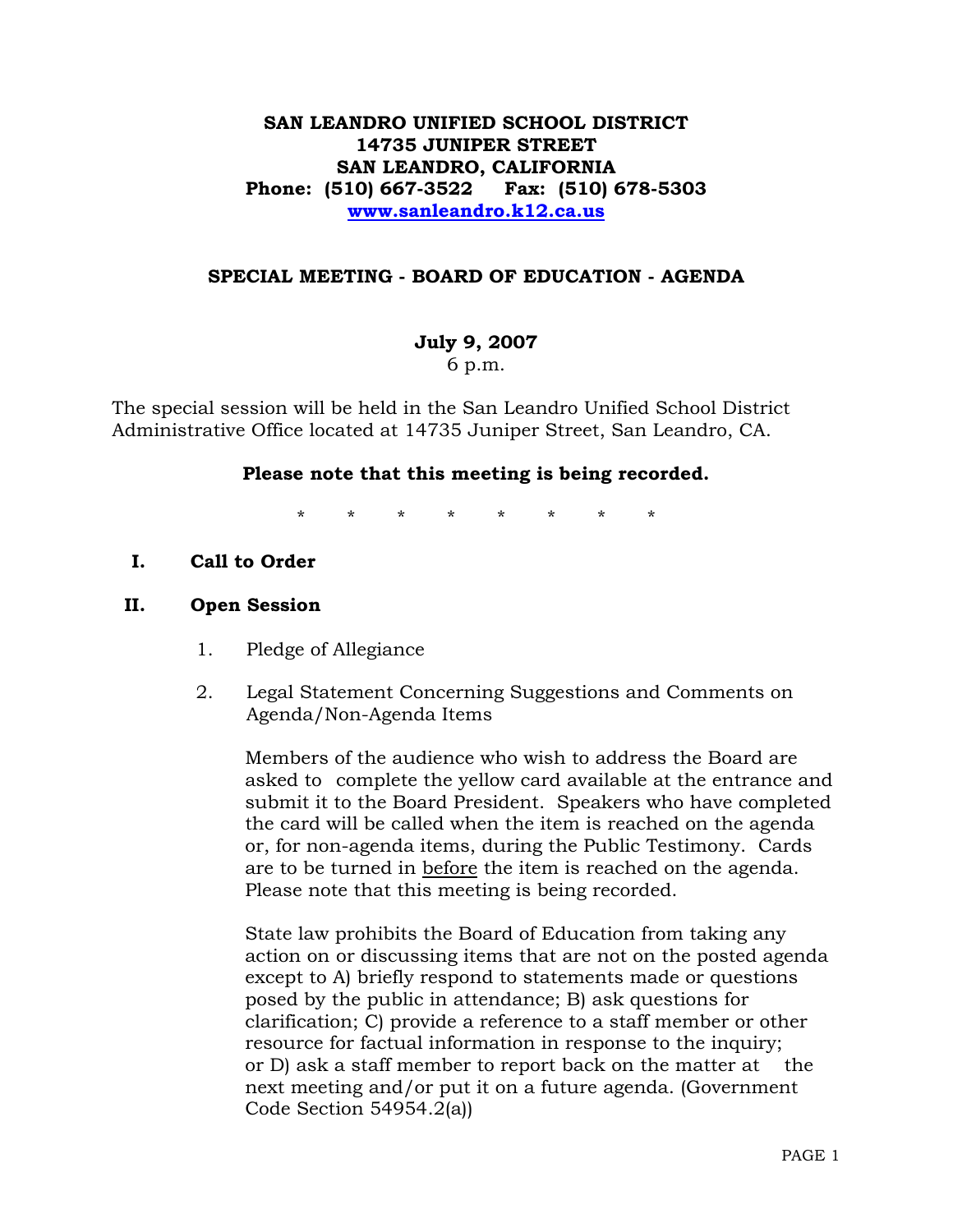**SAN LEANDRO UNIFIED SCHOOL DISTRICT**
**14735 JUNIPER STREET**
**SAN LEANDRO, CALIFORNIA**
**Phone: (510) 667-3522 Fax: (510) 678-5303**
**[www.sanleandro.k12.ca.us](http://www.sanleandro.k12.ca.us)**

## SPECIAL MEETING - BOARD OF EDUCATION - AGENDA

**July 9, 2007**
6 p.m.

The special session will be held in the San Leandro Unified School District Administrative Office located at 14735 Juniper Street, San Leandro, CA.

**Please note that this meeting is being recorded.**

\* \* \* \* \* \* \* \*

**I. Call to Order**

**II. Open Session**

1. Pledge of Allegiance

2. Legal Statement Concerning Suggestions and Comments on Agenda/Non-Agenda Items

   Members of the audience who wish to address the Board are asked to complete the yellow card available at the entrance and submit it to the Board President. Speakers who have completed the card will be called when the item is reached on the agenda or, for non-agenda items, during the Public Testimony. Cards are to be turned in <u>before</u> the item is reached on the agenda. Please note that this meeting is being recorded.

   State law prohibits the Board of Education from taking any action on or discussing items that are not on the posted agenda except to A) briefly respond to statements made or questions posed by the public in attendance; B) ask questions for clarification; C) provide a reference to a staff member or other resource for factual information in response to the inquiry; or D) ask a staff member to report back on the matter at the next meeting and/or put it on a future agenda. (Government Code Section 54954.2(a))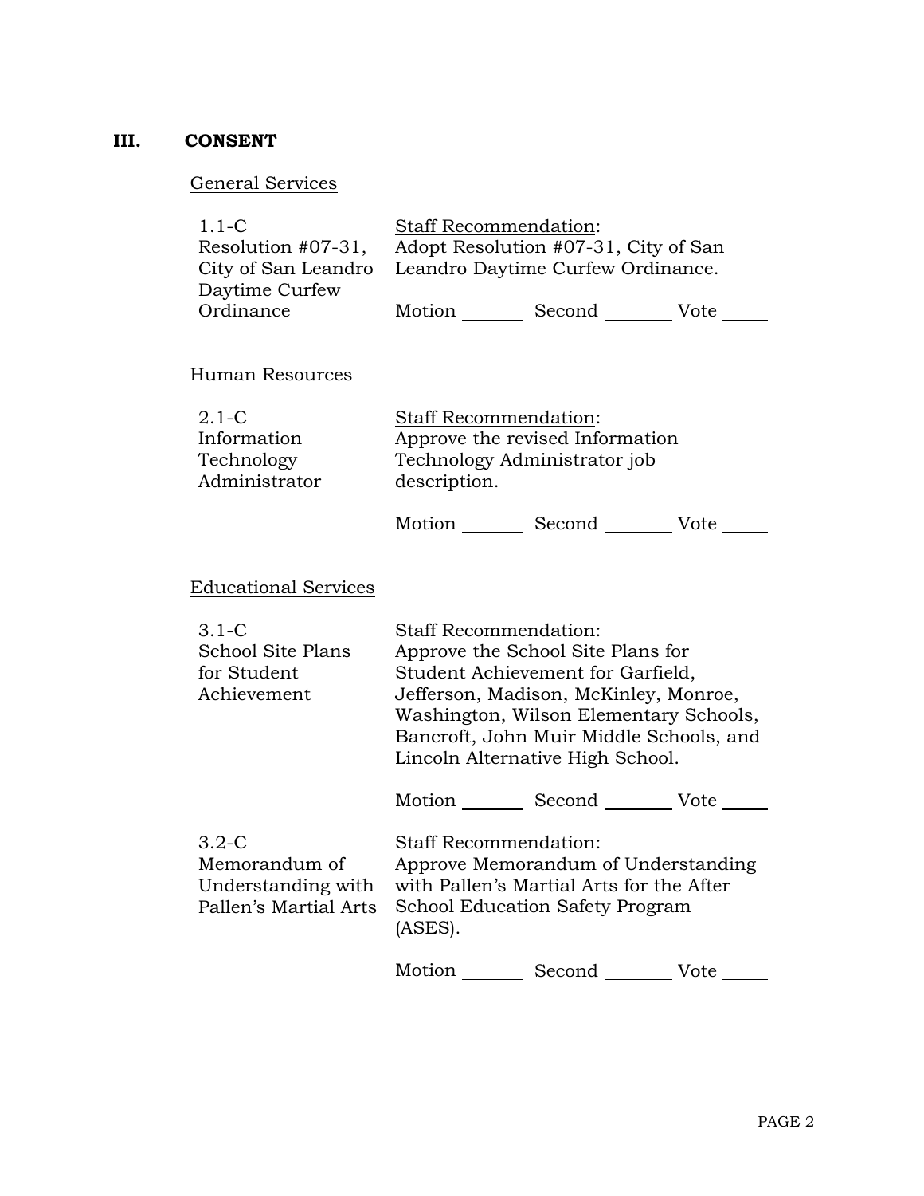## III. CONSENT

General Services

| | |
|---|---|
| 1.1-C<br>Resolution #07-31, City of San Leandro Daytime Curfew Ordinance | Staff Recommendation:<br>Adopt Resolution #07-31, City of San Leandro Daytime Curfew Ordinance.<br><br>Motion _______ Second _______ Vote _____ |

Human Resources

| | |
|---|---|
| 2.1-C<br>Information Technology Administrator | Staff Recommendation:<br>Approve the revised Information Technology Administrator job description.<br><br>Motion _______ Second _______ Vote _____ |

Educational Services

| | |
|---|---|
| 3.1-C<br>School Site Plans for Student Achievement | Staff Recommendation:<br>Approve the School Site Plans for Student Achievement for Garfield, Jefferson, Madison, McKinley, Monroe, Washington, Wilson Elementary Schools, Bancroft, John Muir Middle Schools, and Lincoln Alternative High School.<br><br>Motion _______ Second _______ Vote _____ |
| 3.2-C<br>Memorandum of Understanding with Pallen's Martial Arts | Staff Recommendation:<br>Approve Memorandum of Understanding with Pallen's Martial Arts for the After School Education Safety Program (ASES).<br><br>Motion _______ Second _______ Vote _____ |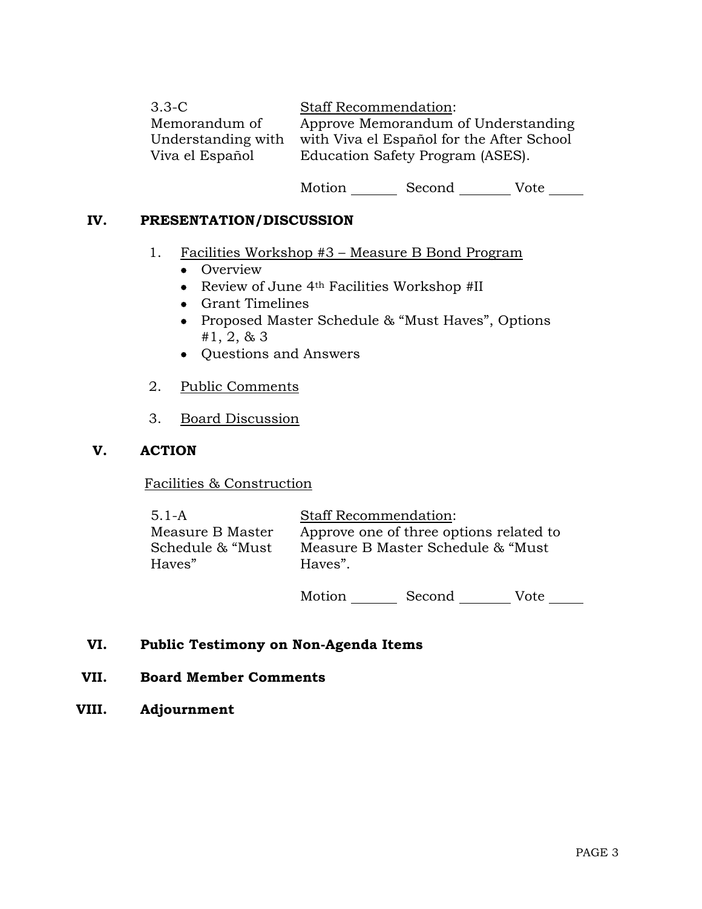| | |
|---|---|
| 3.3-C<br>Memorandum of Understanding with Viva el Español | Staff Recommendation:<br>Approve Memorandum of Understanding with Viva el Español for the After School Education Safety Program (ASES).<br><br>Motion _______ Second ________ Vote _____ |

## IV. PRESENTATION/DISCUSSION

1. Facilities Workshop #3 – Measure B Bond Program
   - Overview
   - Review of June 4th Facilities Workshop #II
   - Grant Timelines
   - Proposed Master Schedule & "Must Haves", Options #1, 2, & 3
   - Questions and Answers
2. Public Comments
3. Board Discussion

## V. ACTION

Facilities & Construction

| | |
|---|---|
| 5.1-A<br>Measure B Master Schedule & "Must Haves" | Staff Recommendation:<br>Approve one of three options related to Measure B Master Schedule & "Must Haves".<br><br>Motion _______ Second ________ Vote _____ |

## VI. Public Testimony on Non-Agenda Items

## VII. Board Member Comments

## VIII. Adjournment